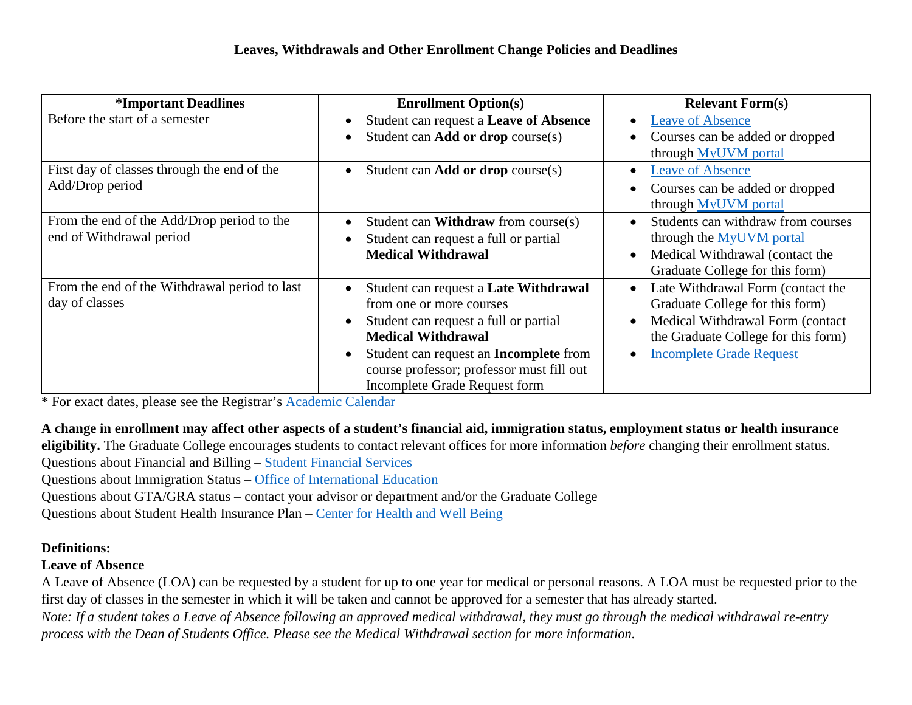**Leaves, Withdrawals and Other Enrollment Change Policies and Deadlines**

| *Important Deadlines | Enrollment Option(s) | Relevant Form(s) |
| --- | --- | --- |
| Before the start of a semester | • Student can request a **Leave of Absence**<br>• Student can **Add or drop** course(s) | • Leave of Absence<br>• Courses can be added or dropped through MyUVM portal |
| First day of classes through the end of the Add/Drop period | • Student can **Add or drop** course(s) | • Leave of Absence<br>• Courses can be added or dropped through MyUVM portal |
| From the end of the Add/Drop period to the end of Withdrawal period | • Student can **Withdraw** from course(s)<br>• Student can request a full or partial **Medical Withdrawal** | • Students can withdraw from courses through the MyUVM portal<br>• Medical Withdrawal (contact the Graduate College for this form) |
| From the end of the Withdrawal period to last day of classes | • Student can request a **Late Withdrawal** from one or more courses<br>• Student can request a full or partial **Medical Withdrawal**<br>• Student can request an **Incomplete** from course professor; professor must fill out Incomplete Grade Request form | • Late Withdrawal Form (contact the Graduate College for this form)<br>• Medical Withdrawal Form (contact the Graduate College for this form)<br>• Incomplete Grade Request |

* For exact dates, please see the Registrar's Academic Calendar

**A change in enrollment may affect other aspects of a student's financial aid, immigration status, employment status or health insurance eligibility.** The Graduate College encourages students to contact relevant offices for more information *before* changing their enrollment status.
Questions about Financial and Billing – Student Financial Services
Questions about Immigration Status – Office of International Education
Questions about GTA/GRA status – contact your advisor or department and/or the Graduate College
Questions about Student Health Insurance Plan – Center for Health and Well Being

**Definitions:**

**Leave of Absence**

A Leave of Absence (LOA) can be requested by a student for up to one year for medical or personal reasons. A LOA must be requested prior to the first day of classes in the semester in which it will be taken and cannot be approved for a semester that has already started.
*Note: If a student takes a Leave of Absence following an approved medical withdrawal, they must go through the medical withdrawal re-entry process with the Dean of Students Office. Please see the Medical Withdrawal section for more information.*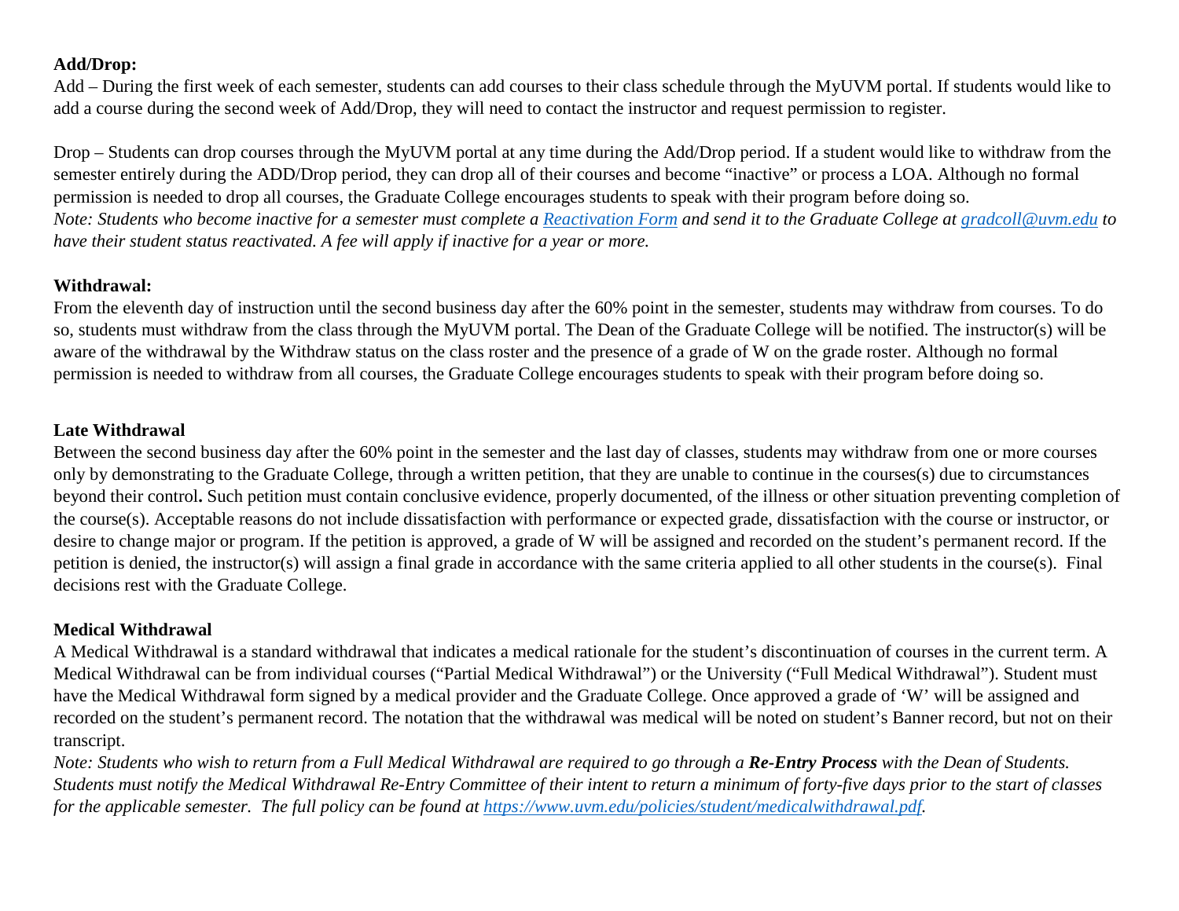**Add/Drop:**

Add – During the first week of each semester, students can add courses to their class schedule through the MyUVM portal. If students would like to add a course during the second week of Add/Drop, they will need to contact the instructor and request permission to register.

Drop – Students can drop courses through the MyUVM portal at any time during the Add/Drop period. If a student would like to withdraw from the semester entirely during the ADD/Drop period, they can drop all of their courses and become "inactive" or process a LOA. Although no formal permission is needed to drop all courses, the Graduate College encourages students to speak with their program before doing so.

*Note: Students who become inactive for a semester must complete a [Reactivation Form](#) and send it to the Graduate College at [gradcoll@uvm.edu](mailto:gradcoll@uvm.edu) to have their student status reactivated. A fee will apply if inactive for a year or more.*

**Withdrawal:**

From the eleventh day of instruction until the second business day after the 60% point in the semester, students may withdraw from courses. To do so, students must withdraw from the class through the MyUVM portal. The Dean of the Graduate College will be notified. The instructor(s) will be aware of the withdrawal by the Withdraw status on the class roster and the presence of a grade of W on the grade roster. Although no formal permission is needed to withdraw from all courses, the Graduate College encourages students to speak with their program before doing so.

**Late Withdrawal**

Between the second business day after the 60% point in the semester and the last day of classes, students may withdraw from one or more courses only by demonstrating to the Graduate College, through a written petition, that they are unable to continue in the courses(s) due to circumstances beyond their control**.** Such petition must contain conclusive evidence, properly documented, of the illness or other situation preventing completion of the course(s). Acceptable reasons do not include dissatisfaction with performance or expected grade, dissatisfaction with the course or instructor, or desire to change major or program. If the petition is approved, a grade of W will be assigned and recorded on the student's permanent record. If the petition is denied, the instructor(s) will assign a final grade in accordance with the same criteria applied to all other students in the course(s). Final decisions rest with the Graduate College.

**Medical Withdrawal**

A Medical Withdrawal is a standard withdrawal that indicates a medical rationale for the student's discontinuation of courses in the current term. A Medical Withdrawal can be from individual courses ("Partial Medical Withdrawal") or the University ("Full Medical Withdrawal"). Student must have the Medical Withdrawal form signed by a medical provider and the Graduate College. Once approved a grade of 'W' will be assigned and recorded on the student's permanent record. The notation that the withdrawal was medical will be noted on student's Banner record, but not on their transcript.

*Note: Students who wish to return from a Full Medical Withdrawal are required to go through a **Re-Entry Process** with the Dean of Students. Students must notify the Medical Withdrawal Re-Entry Committee of their intent to return a minimum of forty-five days prior to the start of classes for the applicable semester. The full policy can be found at [https://www.uvm.edu/policies/student/medicalwithdrawal.pdf](https://www.uvm.edu/policies/student/medicalwithdrawal.pdf).*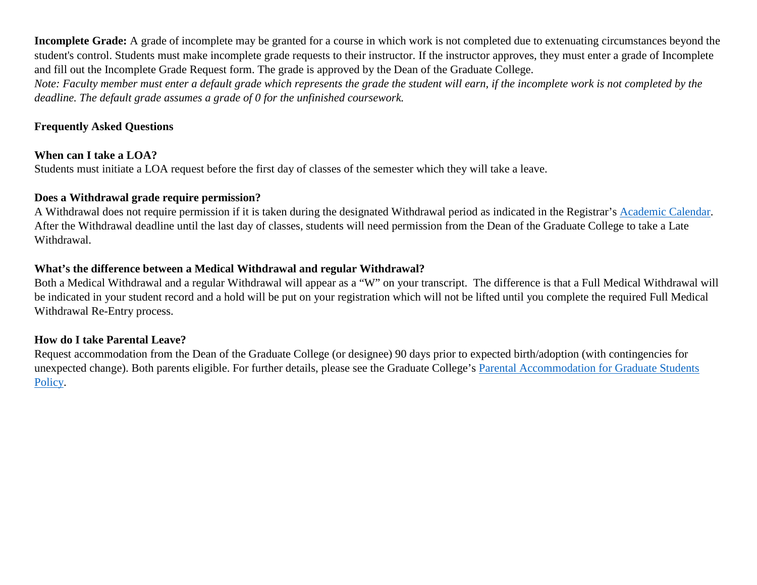**Incomplete Grade:** A grade of incomplete may be granted for a course in which work is not completed due to extenuating circumstances beyond the student's control. Students must make incomplete grade requests to their instructor. If the instructor approves, they must enter a grade of Incomplete and fill out the Incomplete Grade Request form. The grade is approved by the Dean of the Graduate College.
*Note: Faculty member must enter a default grade which represents the grade the student will earn, if the incomplete work is not completed by the deadline. The default grade assumes a grade of 0 for the unfinished coursework.*

## Frequently Asked Questions

### When can I take a LOA?

Students must initiate a LOA request before the first day of classes of the semester which they will take a leave.

### Does a Withdrawal grade require permission?

A Withdrawal does not require permission if it is taken during the designated Withdrawal period as indicated in the Registrar's Academic Calendar. After the Withdrawal deadline until the last day of classes, students will need permission from the Dean of the Graduate College to take a Late Withdrawal.

### What's the difference between a Medical Withdrawal and regular Withdrawal?

Both a Medical Withdrawal and a regular Withdrawal will appear as a "W" on your transcript. The difference is that a Full Medical Withdrawal will be indicated in your student record and a hold will be put on your registration which will not be lifted until you complete the required Full Medical Withdrawal Re-Entry process.

### How do I take Parental Leave?

Request accommodation from the Dean of the Graduate College (or designee) 90 days prior to expected birth/adoption (with contingencies for unexpected change). Both parents eligible. For further details, please see the Graduate College's Parental Accommodation for Graduate Students Policy.